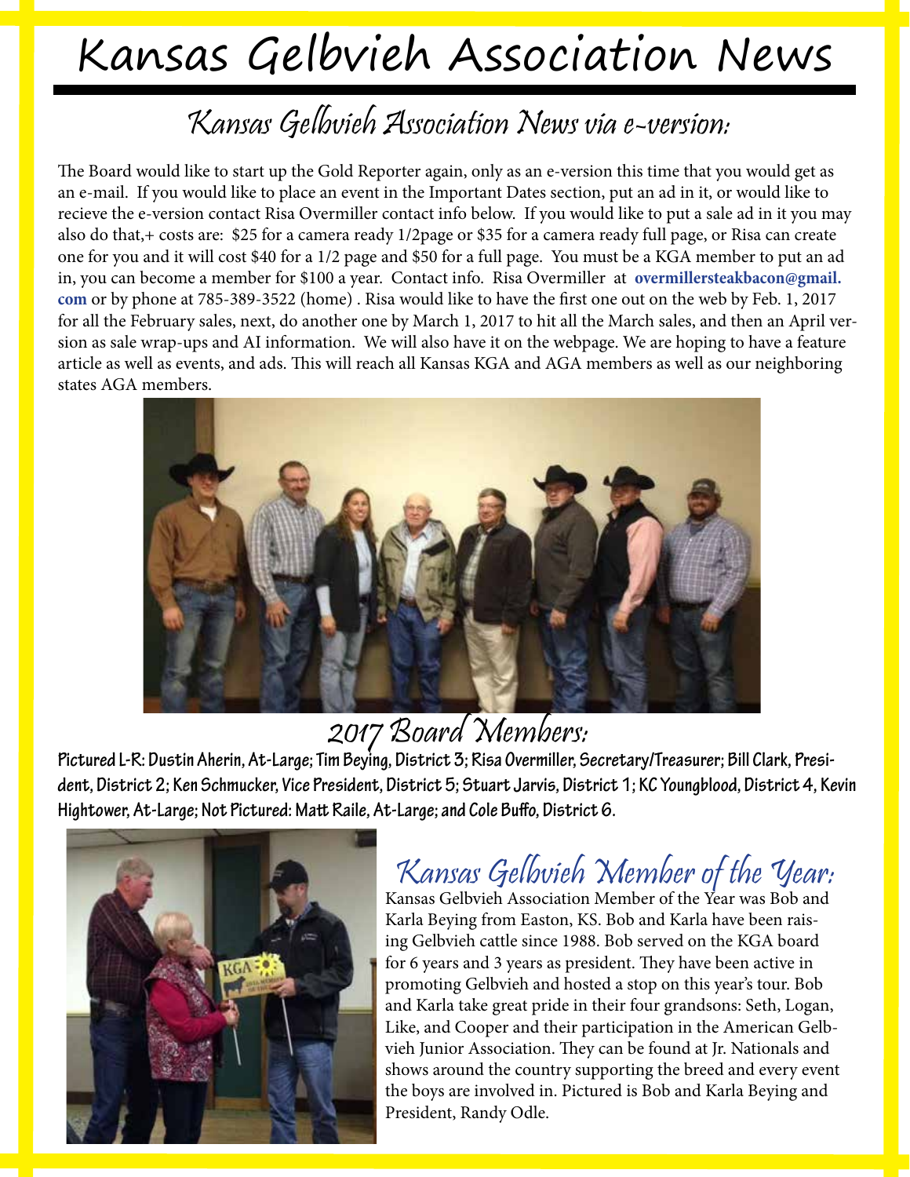# Kansas Gelbvieh Association News

## Kansas Gelbvieh Association News via e-version:

The Board would like to start up the Gold Reporter again, only as an e-version this time that you would get as an e-mail. If you would like to place an event in the Important Dates section, put an ad in it, or would like to recieve the e-version contact Risa Overmiller contact info below. If you would like to put a sale ad in it you may also do that,+ costs are: $25 for a camera ready 1/2page or $35 for a camera ready full page, or Risa can create one for you and it will cost $40 for a 1/2 page and $50 for a full page. You must be a KGA member to put an ad in, you can become a member for $100 a year. Contact info. Risa Overmiller at **overmillersteakbacon@gmail.com** or by phone at 785-389-3522 (home) . Risa would like to have the first one out on the web by Feb. 1, 2017 for all the February sales, next, do another one by March 1, 2017 to hit all the March sales, and then an April version as sale wrap-ups and AI information. We will also have it on the webpage. We are hoping to have a feature article as well as events, and ads. This will reach all Kansas KGA and AGA members as well as our neighboring states AGA members.

## 2017 Board Members:

**Pictured L-R: Dustin Aherin, At-Large; Tim Beying, District 3; Risa Overmiller, Secretary/Treasurer; Bill Clark, President, District 2; Ken Schmucker, Vice President, District 5; Stuart Jarvis, District 1; KC Youngblood, District 4, Kevin Hightower, At-Large; Not Pictured: Matt Raile, At-Large; and Cole Buffo, District 6.**

## Kansas Gelbvieh Member of the Year:

Kansas Gelbvieh Association Member of the Year was Bob and Karla Beying from Easton, KS. Bob and Karla have been raising Gelbvieh cattle since 1988. Bob served on the KGA board for 6 years and 3 years as president. They have been active in promoting Gelbvieh and hosted a stop on this year's tour. Bob and Karla take great pride in their four grandsons: Seth, Logan, Like, and Cooper and their participation in the American Gelbvieh Junior Association. They can be found at Jr. Nationals and shows around the country supporting the breed and every event the boys are involved in. Pictured is Bob and Karla Beying and President, Randy Odle.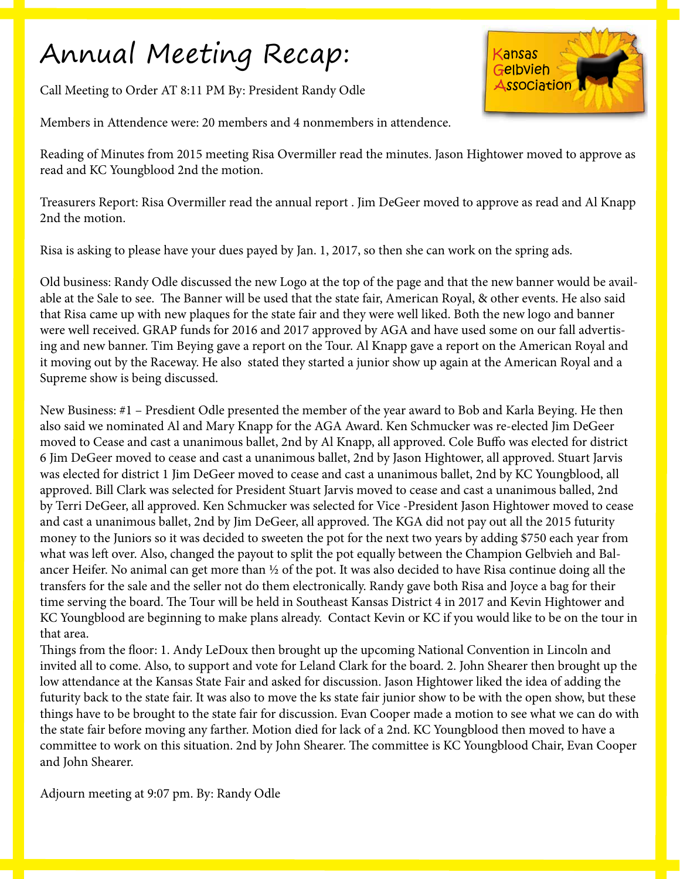# Annual Meeting Recap:

Call Meeting to Order AT 8:11 PM By: President Randy Odle

Members in Attendence were: 20 members and 4 nonmembers in attendence.

Reading of Minutes from 2015 meeting Risa Overmiller read the minutes. Jason Hightower moved to approve as read and KC Youngblood 2nd the motion.

Treasurers Report: Risa Overmiller read the annual report . Jim DeGeer moved to approve as read and Al Knapp 2nd the motion.

Risa is asking to please have your dues payed by Jan. 1, 2017, so then she can work on the spring ads.

Old business: Randy Odle discussed the new Logo at the top of the page and that the new banner would be available at the Sale to see. The Banner will be used that the state fair, American Royal, & other events. He also said that Risa came up with new plaques for the state fair and they were well liked. Both the new logo and banner were well received. GRAP funds for 2016 and 2017 approved by AGA and have used some on our fall advertising and new banner. Tim Beying gave a report on the Tour. Al Knapp gave a report on the American Royal and it moving out by the Raceway. He also stated they started a junior show up again at the American Royal and a Supreme show is being discussed.

New Business: #1 – Presdient Odle presented the member of the year award to Bob and Karla Beying. He then also said we nominated Al and Mary Knapp for the AGA Award. Ken Schmucker was re-elected Jim DeGeer moved to Cease and cast a unanimous ballet, 2nd by Al Knapp, all approved. Cole Buffo was elected for district 6 Jim DeGeer moved to cease and cast a unanimous ballet, 2nd by Jason Hightower, all approved. Stuart Jarvis was elected for district 1 Jim DeGeer moved to cease and cast a unanimous ballet, 2nd by KC Youngblood, all approved. Bill Clark was selected for President Stuart Jarvis moved to cease and cast a unanimous balled, 2nd by Terri DeGeer, all approved. Ken Schmucker was selected for Vice -President Jason Hightower moved to cease and cast a unanimous ballet, 2nd by Jim DeGeer, all approved. The KGA did not pay out all the 2015 futurity money to the Juniors so it was decided to sweeten the pot for the next two years by adding $750 each year from what was left over. Also, changed the payout to split the pot equally between the Champion Gelbvieh and Balancer Heifer. No animal can get more than ½ of the pot. It was also decided to have Risa continue doing all the transfers for the sale and the seller not do them electronically. Randy gave both Risa and Joyce a bag for their time serving the board. The Tour will be held in Southeast Kansas District 4 in 2017 and Kevin Hightower and KC Youngblood are beginning to make plans already. Contact Kevin or KC if you would like to be on the tour in that area.

Things from the floor: 1. Andy LeDoux then brought up the upcoming National Convention in Lincoln and invited all to come. Also, to support and vote for Leland Clark for the board. 2. John Shearer then brought up the low attendance at the Kansas State Fair and asked for discussion. Jason Hightower liked the idea of adding the futurity back to the state fair. It was also to move the ks state fair junior show to be with the open show, but these things have to be brought to the state fair for discussion. Evan Cooper made a motion to see what we can do with the state fair before moving any farther. Motion died for lack of a 2nd. KC Youngblood then moved to have a committee to work on this situation. 2nd by John Shearer. The committee is KC Youngblood Chair, Evan Cooper and John Shearer.

Adjourn meeting at 9:07 pm. By: Randy Odle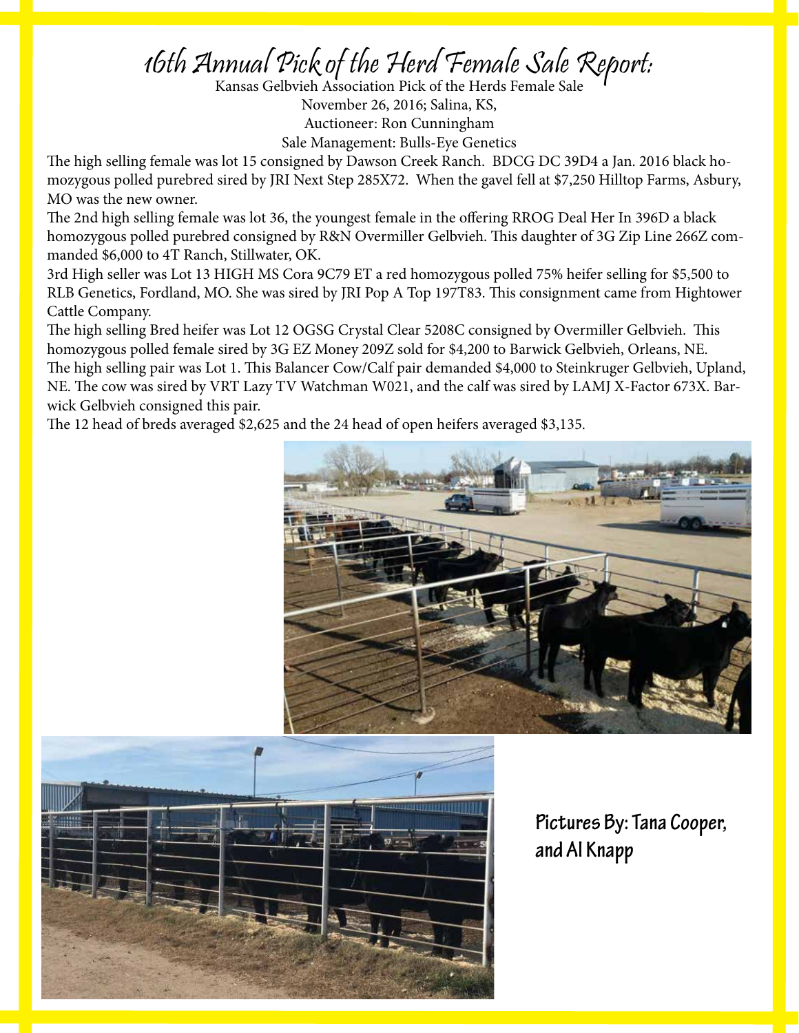# 16th Annual Pick of the Herd Female Sale Report:

Kansas Gelbvieh Association Pick of the Herds Female Sale
November 26, 2016; Salina, KS,
Auctioneer: Ron Cunningham
Sale Management: Bulls-Eye Genetics

The high selling female was lot 15 consigned by Dawson Creek Ranch. BDCG DC 39D4 a Jan. 2016 black homozygous polled purebred sired by JRI Next Step 285X72. When the gavel fell at $7,250 Hilltop Farms, Asbury, MO was the new owner.

The 2nd high selling female was lot 36, the youngest female in the offering RROG Deal Her In 396D a black homozygous polled purebred consigned by R&N Overmiller Gelbvieh. This daughter of 3G Zip Line 266Z commanded $6,000 to 4T Ranch, Stillwater, OK.

3rd High seller was Lot 13 HIGH MS Cora 9C79 ET a red homozygous polled 75% heifer selling for $5,500 to RLB Genetics, Fordland, MO. She was sired by JRI Pop A Top 197T83. This consignment came from Hightower Cattle Company.

The high selling Bred heifer was Lot 12 OGSG Crystal Clear 5208C consigned by Overmiller Gelbvieh. This homozygous polled female sired by 3G EZ Money 209Z sold for $4,200 to Barwick Gelbvieh, Orleans, NE.

The high selling pair was Lot 1. This Balancer Cow/Calf pair demanded $4,000 to Steinkruger Gelbvieh, Upland, NE. The cow was sired by VRT Lazy TV Watchman W021, and the calf was sired by LAMJ X-Factor 673X. Barwick Gelbvieh consigned this pair.

The 12 head of breds averaged $2,625 and the 24 head of open heifers averaged $3,135.

**Pictures By: Tana Cooper, and Al Knapp**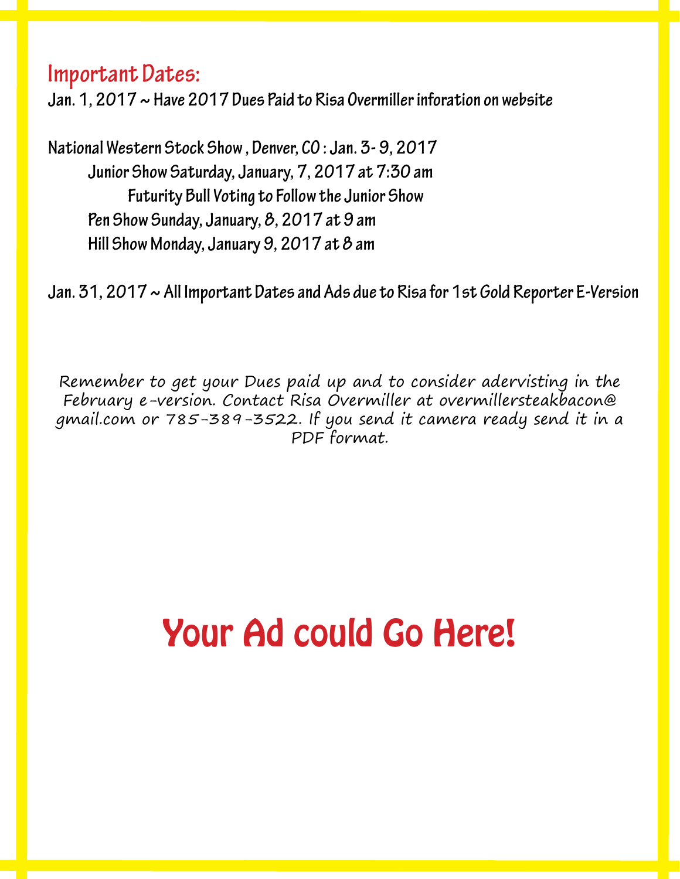## Important Dates:

**Jan. 1, 2017 ~ Have 2017 Dues Paid to Risa Overmiller inforation on website**

**National Western Stock Show , Denver, CO : Jan. 3- 9, 2017**

**Junior Show Saturday, January, 7, 2017 at 7:30 am**

**Futurity Bull Voting to Follow the Junior Show**

**Pen Show Sunday, January, 8, 2017 at 9 am**

**Hill Show Monday, January 9, 2017 at 8 am**

**Jan. 31, 2017 ~ All Important Dates and Ads due to Risa for 1st Gold Reporter E-Version**

Remember to get your Dues paid up and to consider adervisting in the February e-version. Contact Risa Overmiller at overmillersteakbacon@gmail.com or 785-389-3522. If you send it camera ready send it in a PDF format.

# Your Ad could Go Here!